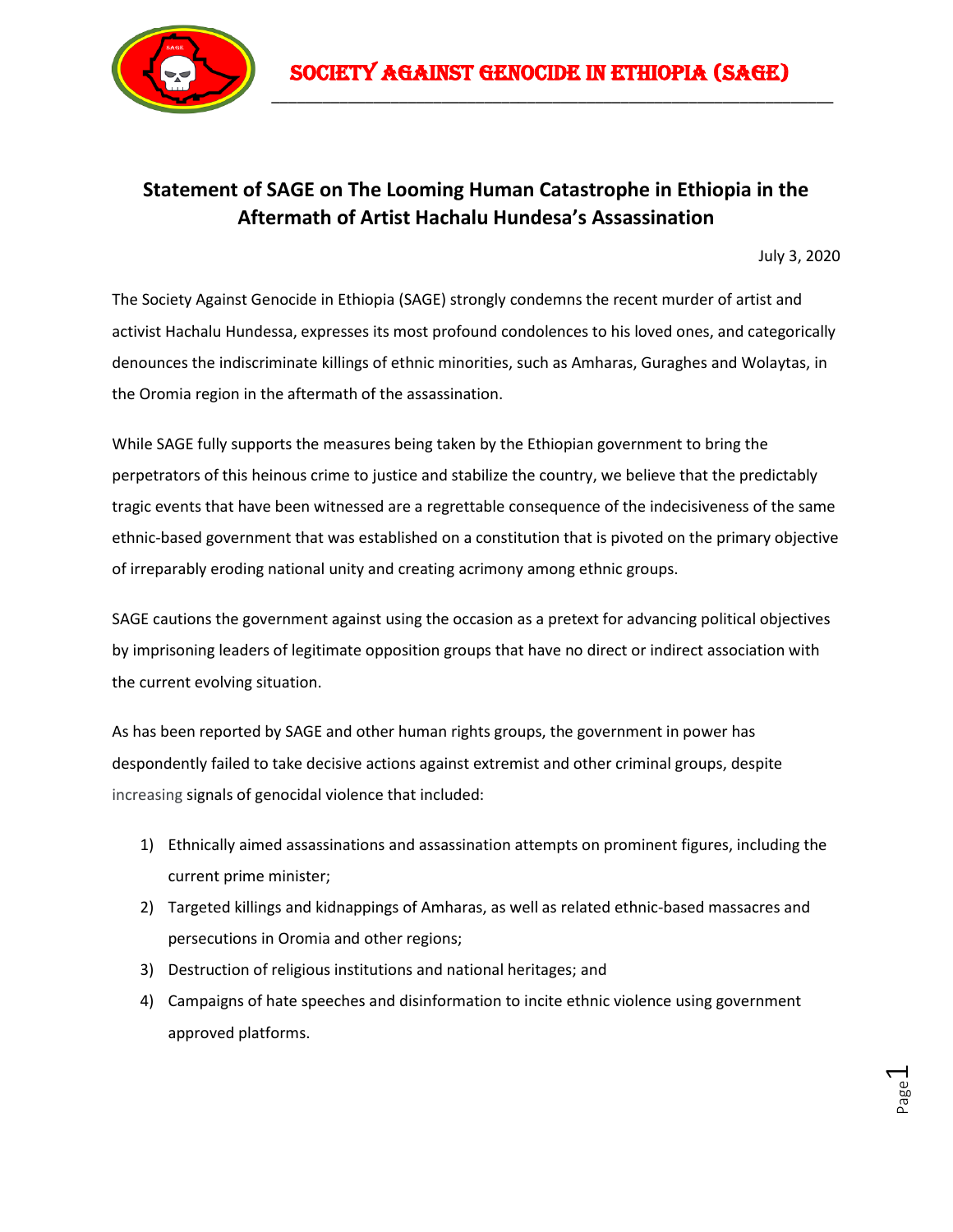# SOCIETY AGAINST GENOCIDE IN ETHIOPIA (SAGE)

## Statement of SAGE on The Looming Human Catastrophe in Ethiopia in the Aftermath of Artist Hachalu Hundesa's Assassination

July 3, 2020

The Society Against Genocide in Ethiopia (SAGE) strongly condemns the recent murder of artist and activist Hachalu Hundessa, expresses its most profound condolences to his loved ones, and categorically denounces the indiscriminate killings of ethnic minorities, such as Amharas, Guraghes and Wolaytas, in the Oromia region in the aftermath of the assassination.

While SAGE fully supports the measures being taken by the Ethiopian government to bring the perpetrators of this heinous crime to justice and stabilize the country, we believe that the predictably tragic events that have been witnessed are a regrettable consequence of the indecisiveness of the same ethnic-based government that was established on a constitution that is pivoted on the primary objective of irreparably eroding national unity and creating acrimony among ethnic groups.

SAGE cautions the government against using the occasion as a pretext for advancing political objectives by imprisoning leaders of legitimate opposition groups that have no direct or indirect association with the current evolving situation.

As has been reported by SAGE and other human rights groups, the government in power has despondently failed to take decisive actions against extremist and other criminal groups, despite increasing signals of genocidal violence that included:

1) Ethnically aimed assassinations and assassination attempts on prominent figures, including the current prime minister;
2) Targeted killings and kidnappings of Amharas, as well as related ethnic-based massacres and persecutions in Oromia and other regions;
3) Destruction of religious institutions and national heritages; and
4) Campaigns of hate speeches and disinformation to incite ethnic violence using government approved platforms.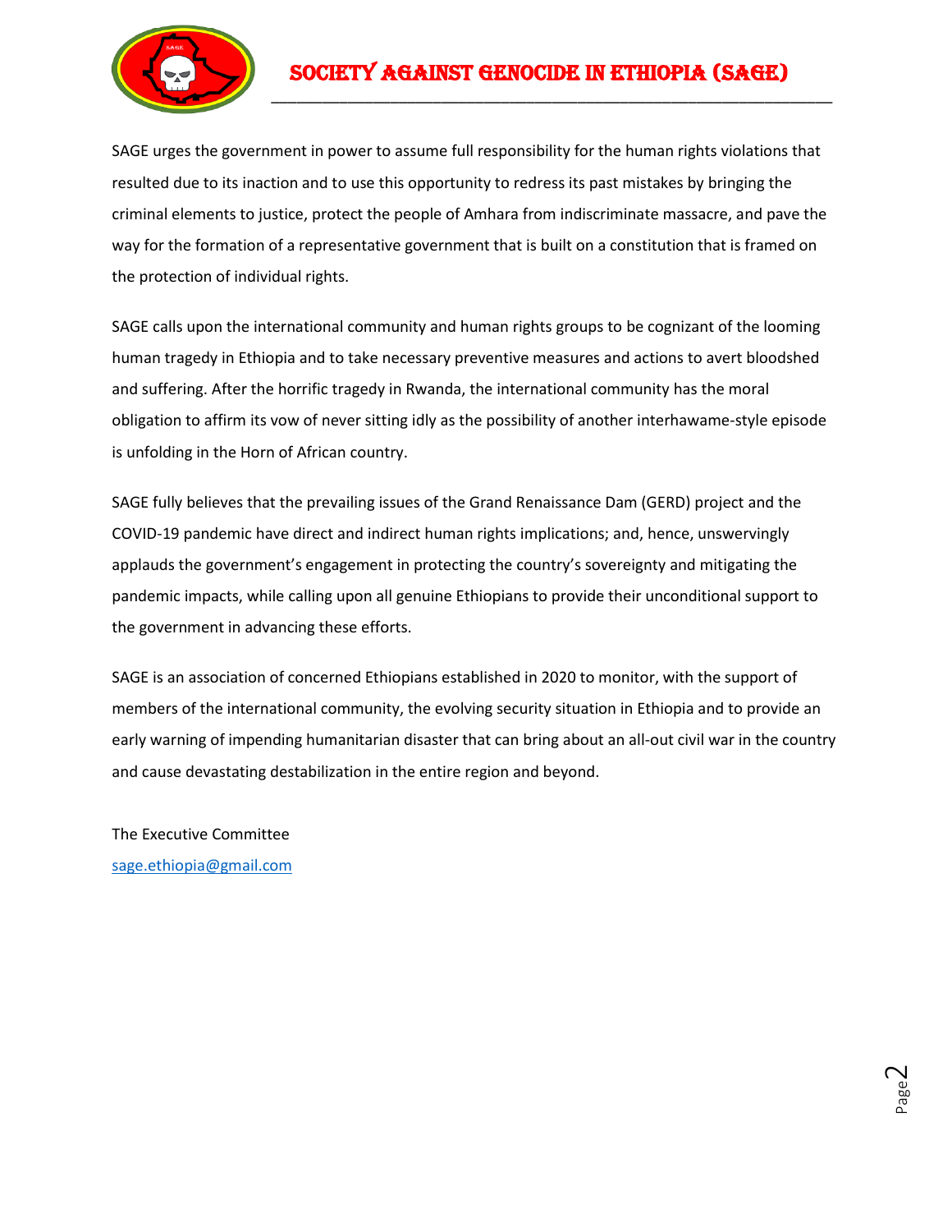SAGE urges the government in power to assume full responsibility for the human rights violations that resulted due to its inaction and to use this opportunity to redress its past mistakes by bringing the criminal elements to justice, protect the people of Amhara from indiscriminate massacre, and pave the way for the formation of a representative government that is built on a constitution that is framed on the protection of individual rights.

SAGE calls upon the international community and human rights groups to be cognizant of the looming human tragedy in Ethiopia and to take necessary preventive measures and actions to avert bloodshed and suffering. After the horrific tragedy in Rwanda, the international community has the moral obligation to affirm its vow of never sitting idly as the possibility of another interhawame-style episode is unfolding in the Horn of African country.

SAGE fully believes that the prevailing issues of the Grand Renaissance Dam (GERD) project and the COVID-19 pandemic have direct and indirect human rights implications; and, hence, unswervingly applauds the government's engagement in protecting the country's sovereignty and mitigating the pandemic impacts, while calling upon all genuine Ethiopians to provide their unconditional support to the government in advancing these efforts.

SAGE is an association of concerned Ethiopians established in 2020 to monitor, with the support of members of the international community, the evolving security situation in Ethiopia and to provide an early warning of impending humanitarian disaster that can bring about an all-out civil war in the country and cause devastating destabilization in the entire region and beyond.

The Executive Committee
sage.ethiopia@gmail.com